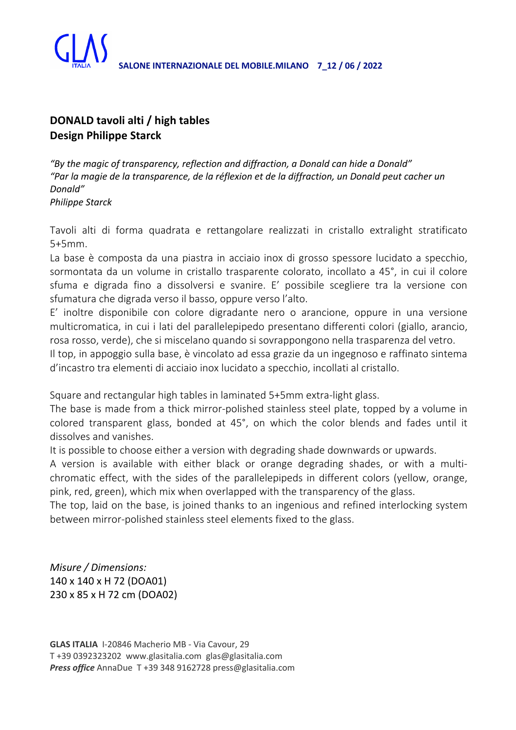GLAS ITALIA **SALONE INTERNAZIONALE DEL MOBILE.MILANO 7_12 / 06 / 2022**

## DONALD tavoli alti / high tables
## Design Philippe Starck

*"By the magic of transparency, reflection and diffraction, a Donald can hide a Donald"*
*"Par la magie de la transparence, de la réflexion et de la diffraction, un Donald peut cacher un Donald"*
*Philippe Starck*

Tavoli alti di forma quadrata e rettangolare realizzati in cristallo extralight stratificato 5+5mm.
La base è composta da una piastra in acciaio inox di grosso spessore lucidato a specchio, sormontata da un volume in cristallo trasparente colorato, incollato a 45°, in cui il colore sfuma e digrada fino a dissolversi e svanire. E' possibile scegliere tra la versione con sfumatura che digrada verso il basso, oppure verso l'alto.
E' inoltre disponibile con colore digradante nero o arancione, oppure in una versione multicromatica, in cui i lati del parallelepipedo presentano differenti colori (giallo, arancio, rosa rosso, verde), che si miscelano quando si sovrappongono nella trasparenza del vetro.
Il top, in appoggio sulla base, è vincolato ad essa grazie da un ingegnoso e raffinato sintema d'incastro tra elementi di acciaio inox lucidato a specchio, incollati al cristallo.

Square and rectangular high tables in laminated 5+5mm extra-light glass.
The base is made from a thick mirror-polished stainless steel plate, topped by a volume in colored transparent glass, bonded at 45°, on which the color blends and fades until it dissolves and vanishes.
It is possible to choose either a version with degrading shade downwards or upwards.
A version is available with either black or orange degrading shades, or with a multi-chromatic effect, with the sides of the parallelepipeds in different colors (yellow, orange, pink, red, green), which mix when overlapped with the transparency of the glass.
The top, laid on the base, is joined thanks to an ingenious and refined interlocking system between mirror-polished stainless steel elements fixed to the glass.

*Misure / Dimensions:*
140 x 140 x H 72 (DOA01)
230 x 85 x H 72 cm (DOA02)

**GLAS ITALIA** I-20846 Macherio MB - Via Cavour, 29
T +39 0392323202 www.glasitalia.com glas@glasitalia.com
***Press office*** AnnaDue T +39 348 9162728 press@glasitalia.com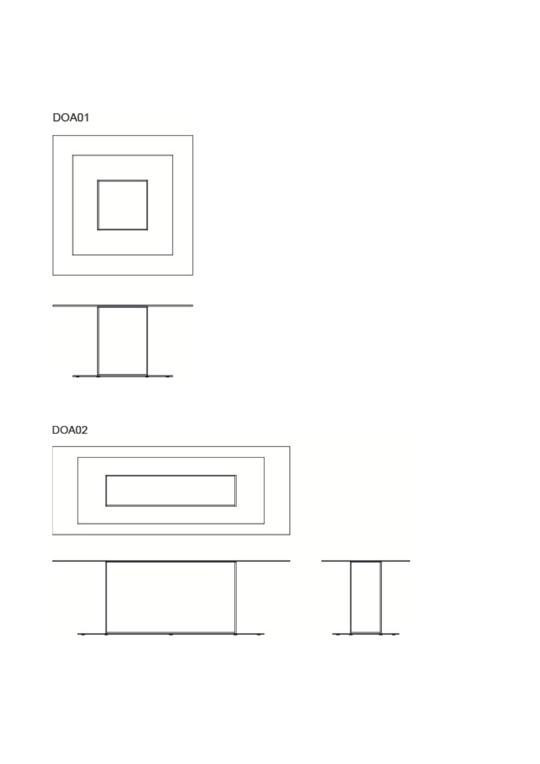DOA01

DOA02